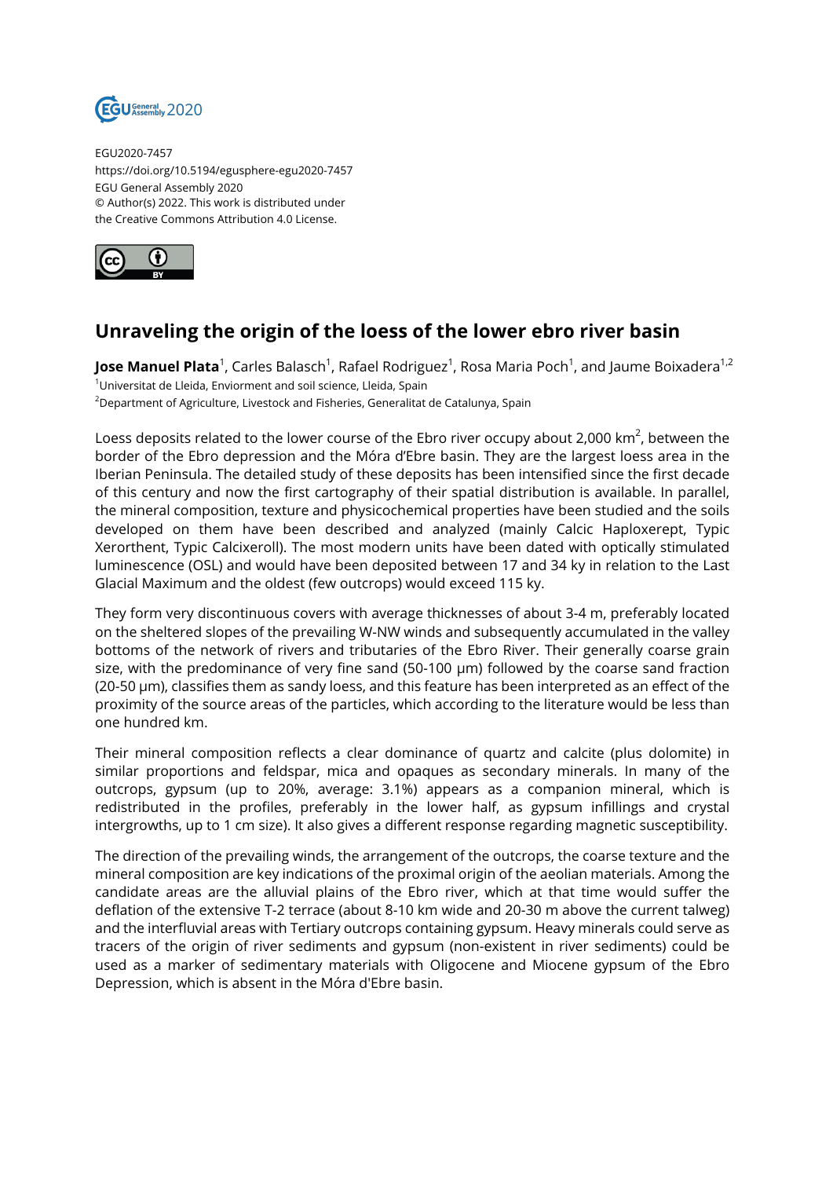EGU2020-7457
https://doi.org/10.5194/egusphere-egu2020-7457
EGU General Assembly 2020
© Author(s) 2022. This work is distributed under
the Creative Commons Attribution 4.0 License.

# Unraveling the origin of the loess of the lower ebro river basin

**Jose Manuel Plata**[1], Carles Balasch[1], Rafael Rodriguez[1], Rosa Maria Poch[1], and Jaume Boixadera[1,2]

[1]Universitat de Lleida, Enviorment and soil science, Lleida, Spain
[2]Department of Agriculture, Livestock and Fisheries, Generalitat de Catalunya, Spain

Loess deposits related to the lower course of the Ebro river occupy about 2,000 km$^2$, between the border of the Ebro depression and the Móra d'Ebre basin. They are the largest loess area in the Iberian Peninsula. The detailed study of these deposits has been intensified since the first decade of this century and now the first cartography of their spatial distribution is available. In parallel, the mineral composition, texture and physicochemical properties have been studied and the soils developed on them have been described and analyzed (mainly Calcic Haploxerept, Typic Xerorthent, Typic Calcixeroll). The most modern units have been dated with optically stimulated luminescence (OSL) and would have been deposited between 17 and 34 ky in relation to the Last Glacial Maximum and the oldest (few outcrops) would exceed 115 ky.

They form very discontinuous covers with average thicknesses of about 3-4 m, preferably located on the sheltered slopes of the prevailing W-NW winds and subsequently accumulated in the valley bottoms of the network of rivers and tributaries of the Ebro River. Their generally coarse grain size, with the predominance of very fine sand (50-100 µm) followed by the coarse sand fraction (20-50 µm), classifies them as sandy loess, and this feature has been interpreted as an effect of the proximity of the source areas of the particles, which according to the literature would be less than one hundred km.

Their mineral composition reflects a clear dominance of quartz and calcite (plus dolomite) in similar proportions and feldspar, mica and opaques as secondary minerals. In many of the outcrops, gypsum (up to 20%, average: 3.1%) appears as a companion mineral, which is redistributed in the profiles, preferably in the lower half, as gypsum infillings and crystal intergrowths, up to 1 cm size). It also gives a different response regarding magnetic susceptibility.

The direction of the prevailing winds, the arrangement of the outcrops, the coarse texture and the mineral composition are key indications of the proximal origin of the aeolian materials. Among the candidate areas are the alluvial plains of the Ebro river, which at that time would suffer the deflation of the extensive T-2 terrace (about 8-10 km wide and 20-30 m above the current talweg) and the interfluvial areas with Tertiary outcrops containing gypsum. Heavy minerals could serve as tracers of the origin of river sediments and gypsum (non-existent in river sediments) could be used as a marker of sedimentary materials with Oligocene and Miocene gypsum of the Ebro Depression, which is absent in the Móra d'Ebre basin.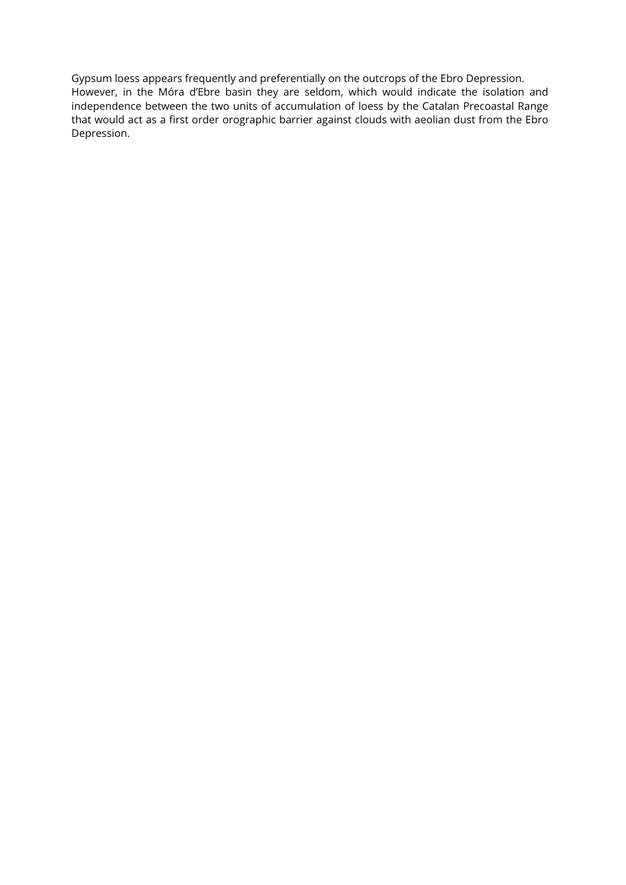Gypsum loess appears frequently and preferentially on the outcrops of the Ebro Depression.
However, in the Móra d'Ebre basin they are seldom, which would indicate the isolation and independence between the two units of accumulation of loess by the Catalan Precoastal Range that would act as a first order orographic barrier against clouds with aeolian dust from the Ebro Depression.